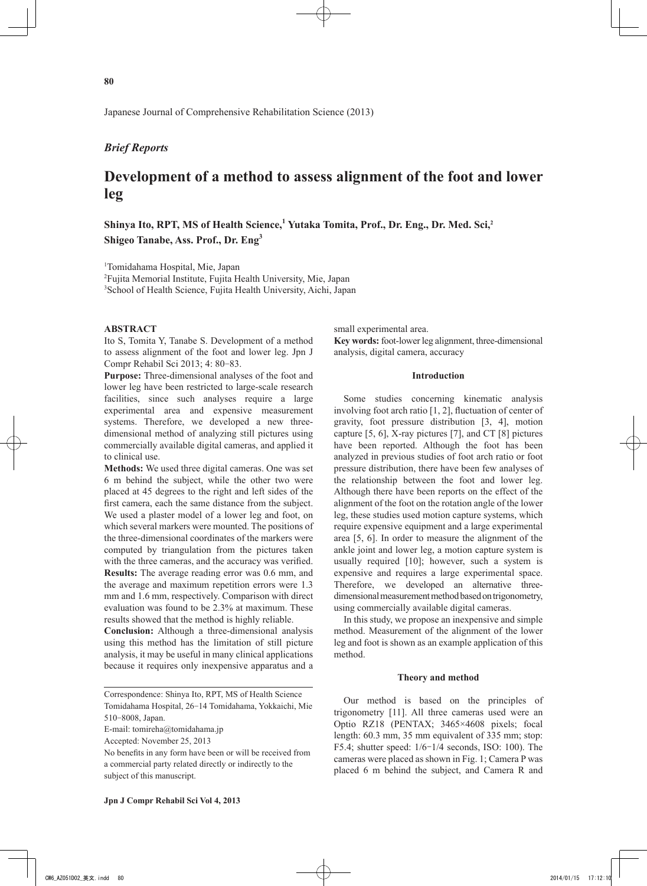*Brief Reports*

# Development of a method to assess alignment of the foot and lower leg

**Shinya Ito, RPT, MS of Health Science,[1] Yutaka Tomita, Prof., Dr. Eng., Dr. Med. Sci,[2] Shigeo Tanabe, Ass. Prof., Dr. Eng[3]**

[1]Tomidahama Hospital, Mie, Japan
[2]Fujita Memorial Institute, Fujita Health University, Mie, Japan
[3]School of Health Science, Fujita Health University, Aichi, Japan

### ABSTRACT

Ito S, Tomita Y, Tanabe S. Development of a method to assess alignment of the foot and lower leg. Jpn J Compr Rehabil Sci 2013; 4: 80−83.

**Purpose:** Three-dimensional analyses of the foot and lower leg have been restricted to large-scale research facilities, since such analyses require a large experimental area and expensive measurement systems. Therefore, we developed a new three-dimensional method of analyzing still pictures using commercially available digital cameras, and applied it to clinical use.

**Methods:** We used three digital cameras. One was set 6 m behind the subject, while the other two were placed at 45 degrees to the right and left sides of the first camera, each the same distance from the subject. We used a plaster model of a lower leg and foot, on which several markers were mounted. The positions of the three-dimensional coordinates of the markers were computed by triangulation from the pictures taken with the three cameras, and the accuracy was verified.

**Results:** The average reading error was 0.6 mm, and the average and maximum repetition errors were 1.3 mm and 1.6 mm, respectively. Comparison with direct evaluation was found to be 2.3% at maximum. These results showed that the method is highly reliable.

**Conclusion:** Although a three-dimensional analysis using this method has the limitation of still picture analysis, it may be useful in many clinical applications because it requires only inexpensive apparatus and a small experimental area.

**Key words:** foot-lower leg alignment, three-dimensional analysis, digital camera, accuracy

---

Correspondence: Shinya Ito, RPT, MS of Health Science
Tomidahama Hospital, 26−14 Tomidahama, Yokkaichi, Mie 510−8008, Japan.
E-mail: tomireha@tomidahama.jp
Accepted: November 25, 2013
No benefits in any form have been or will be received from a commercial party related directly or indirectly to the subject of this manuscript.

## Introduction

Some studies concerning kinematic analysis involving foot arch ratio [1, 2], fluctuation of center of gravity, foot pressure distribution [3, 4], motion capture [5, 6], X-ray pictures [7], and CT [8] pictures have been reported. Although the foot has been analyzed in previous studies of foot arch ratio or foot pressure distribution, there have been few analyses of the relationship between the foot and lower leg. Although there have been reports on the effect of the alignment of the foot on the rotation angle of the lower leg, these studies used motion capture systems, which require expensive equipment and a large experimental area [5, 6]. In order to measure the alignment of the ankle joint and lower leg, a motion capture system is usually required [10]; however, such a system is expensive and requires a large experimental space. Therefore, we developed an alternative three-dimensional measurement method based on trigonometry, using commercially available digital cameras.

In this study, we propose an inexpensive and simple method. Measurement of the alignment of the lower leg and foot is shown as an example application of this method.

## Theory and method

Our method is based on the principles of trigonometry [11]. All three cameras used were an Optio RZ18 (PENTAX; 3465×4608 pixels; focal length: 60.3 mm, 35 mm equivalent of 335 mm; stop: F5.4; shutter speed: 1/6−1/4 seconds, ISO: 100). The cameras were placed as shown in Fig. 1; Camera P was placed 6 m behind the subject, and Camera R and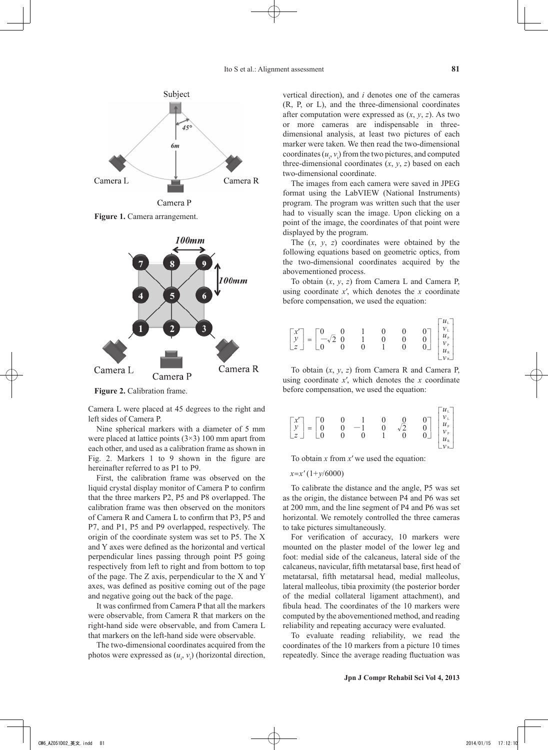Subject

45°

6m

Camera L

Camera R

Camera P

**Figure 1.** Camera arrangement.

100mm

100mm

7 8 9

4 5 6

1 2 3

Camera L

Camera P

Camera R

**Figure 2.** Calibration frame.

Camera L were placed at 45 degrees to the right and left sides of Camera P.

Nine spherical markers with a diameter of 5 mm were placed at lattice points (3×3) 100 mm apart from each other, and used as a calibration frame as shown in Fig. 2. Markers 1 to 9 shown in the figure are hereinafter referred to as P1 to P9.

First, the calibration frame was observed on the liquid crystal display monitor of Camera P to confirm that the three markers P2, P5 and P8 overlapped. The calibration frame was then observed on the monitors of Camera R and Camera L to confirm that P3, P5 and P7, and P1, P5 and P9 overlapped, respectively. The origin of the coordinate system was set to P5. The X and Y axes were defined as the horizontal and vertical perpendicular lines passing through point P5 going respectively from left to right and from bottom to top of the page. The Z axis, perpendicular to the X and Y axes, was defined as positive coming out of the page and negative going out the back of the page.

It was confirmed from Camera P that all the markers were observable, from Camera R that markers on the right-hand side were observable, and from Camera L that markers on the left-hand side were observable.

The two-dimensional coordinates acquired from the photos were expressed as ($u_i$, $v_i$) (horizontal direction, vertical direction), and $i$ denotes one of the cameras (R, P, or L), and the three-dimensional coordinates after computation were expressed as ($x$, $y$, $z$). As two or more cameras are indispensable in three-dimensional analysis, at least two pictures of each marker were taken. We then read the two-dimensional coordinates ($u_i$, $v_i$) from the two pictures, and computed three-dimensional coordinates ($x$, $y$, $z$) based on each two-dimensional coordinate.

The images from each camera were saved in JPEG format using the LabVIEW (National Instruments) program. The program was written such that the user had to visually scan the image. Upon clicking on a point of the image, the coordinates of that point were displayed by the program.

The ($x$, $y$, $z$) coordinates were obtained by the following equations based on geometric optics, from the two-dimensional coordinates acquired by the abovementioned process.

To obtain ($x$, $y$, $z$) from Camera L and Camera P, using coordinate $x'$, which denotes the $x$ coordinate before compensation, we used the equation:

$$\begin{bmatrix} x' \\ y \\ z \end{bmatrix} = \begin{bmatrix} 0 & 0 & 1 & 0 & 0 & 0 \\ -\sqrt{2} & 0 & 1 & 0 & 0 & 0 \\ 0 & 0 & 0 & 1 & 0 & 0 \end{bmatrix} \begin{bmatrix} u_L \\ v_L \\ u_P \\ v_P \\ u_R \\ v_R \end{bmatrix}$$

To obtain ($x$, $y$, $z$) from Camera R and Camera P, using coordinate $x'$, which denotes the $x$ coordinate before compensation, we used the equation:

$$\begin{bmatrix} x' \\ y \\ z \end{bmatrix} = \begin{bmatrix} 0 & 0 & 1 & 0 & 0 & 0 \\ 0 & 0 & -1 & 0 & \sqrt{2} & 0 \\ 0 & 0 & 0 & 1 & 0 & 0 \end{bmatrix} \begin{bmatrix} u_L \\ v_L \\ u_P \\ v_P \\ u_R \\ v_R \end{bmatrix}$$

To obtain $x$ from $x'$ we used the equation:

$x=x'(1+y/6000)$

To calibrate the distance and the angle, P5 was set as the origin, the distance between P4 and P6 was set at 200 mm, and the line segment of P4 and P6 was set horizontal. We remotely controlled the three cameras to take pictures simultaneously.

For verification of accuracy, 10 markers were mounted on the plaster model of the lower leg and foot: medial side of the calcaneus, lateral side of the calcaneus, navicular, fifth metatarsal base, first head of metatarsal, fifth metatarsal head, medial malleolus, lateral malleolus, tibia proximity (the posterior border of the medial collateral ligament attachment), and fibula head. The coordinates of the 10 markers were computed by the abovementioned method, and reading reliability and repeating accuracy were evaluated.

To evaluate reading reliability, we read the coordinates of the 10 markers from a picture 10 times repeatedly. Since the average reading fluctuation was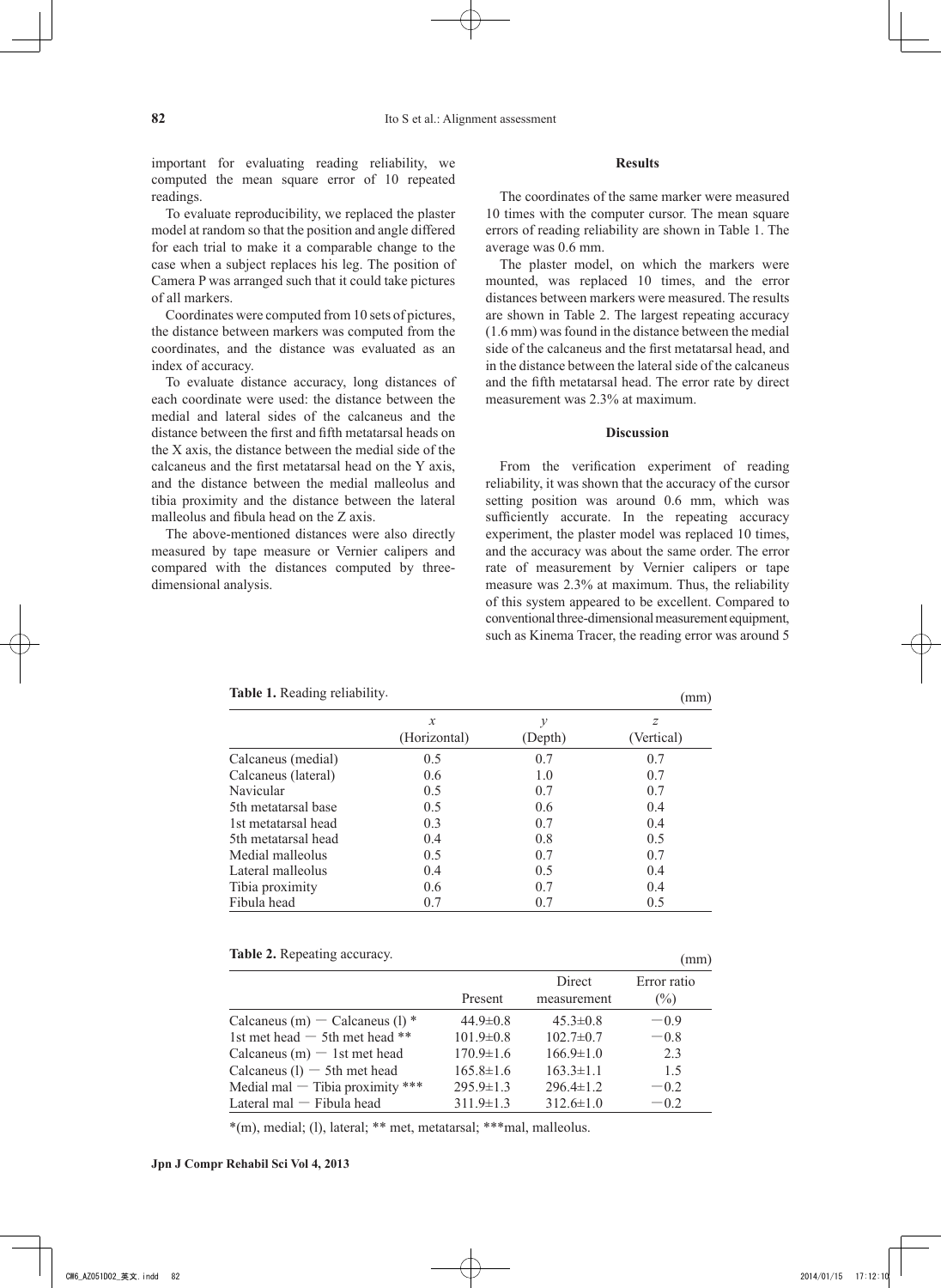important for evaluating reading reliability, we computed the mean square error of 10 repeated readings.

To evaluate reproducibility, we replaced the plaster model at random so that the position and angle differed for each trial to make it a comparable change to the case when a subject replaces his leg. The position of Camera P was arranged such that it could take pictures of all markers.

Coordinates were computed from 10 sets of pictures, the distance between markers was computed from the coordinates, and the distance was evaluated as an index of accuracy.

To evaluate distance accuracy, long distances of each coordinate were used: the distance between the medial and lateral sides of the calcaneus and the distance between the first and fifth metatarsal heads on the X axis, the distance between the medial side of the calcaneus and the first metatarsal head on the Y axis, and the distance between the medial malleolus and tibia proximity and the distance between the lateral malleolus and fibula head on the Z axis.

The above-mentioned distances were also directly measured by tape measure or Vernier calipers and compared with the distances computed by three-dimensional analysis.

## Results

The coordinates of the same marker were measured 10 times with the computer cursor. The mean square errors of reading reliability are shown in Table 1. The average was 0.6 mm.

The plaster model, on which the markers were mounted, was replaced 10 times, and the error distances between markers were measured. The results are shown in Table 2. The largest repeating accuracy (1.6 mm) was found in the distance between the medial side of the calcaneus and the first metatarsal head, and in the distance between the lateral side of the calcaneus and the fifth metatarsal head. The error rate by direct measurement was 2.3% at maximum.

## Discussion

From the verification experiment of reading reliability, it was shown that the accuracy of the cursor setting position was around 0.6 mm, which was sufficiently accurate. In the repeating accuracy experiment, the plaster model was replaced 10 times, and the accuracy was about the same order. The error rate of measurement by Vernier calipers or tape measure was 2.3% at maximum. Thus, the reliability of this system appeared to be excellent. Compared to conventional three-dimensional measurement equipment, such as Kinema Tracer, the reading error was around 5

**Table 1.** Reading reliability. (mm)

| | *x* (Horizontal) | *y* (Depth) | *z* (Vertical) |
|---|---|---|---|
| Calcaneus (medial) | 0.5 | 0.7 | 0.7 |
| Calcaneus (lateral) | 0.6 | 1.0 | 0.7 |
| Navicular | 0.5 | 0.7 | 0.7 |
| 5th metatarsal base | 0.5 | 0.6 | 0.4 |
| 1st metatarsal head | 0.3 | 0.7 | 0.4 |
| 5th metatarsal head | 0.4 | 0.8 | 0.5 |
| Medial malleolus | 0.5 | 0.7 | 0.7 |
| Lateral malleolus | 0.4 | 0.5 | 0.4 |
| Tibia proximity | 0.6 | 0.7 | 0.4 |
| Fibula head | 0.7 | 0.7 | 0.5 |

**Table 2.** Repeating accuracy. (mm)

| | Present | Direct measurement | Error ratio (%) |
|---|---|---|---|
| Calcaneus (m) − Calcaneus (l) * | 44.9±0.8 | 45.3±0.8 | −0.9 |
| 1st met head − 5th met head ** | 101.9±0.8 | 102.7±0.7 | −0.8 |
| Calcaneus (m) − 1st met head | 170.9±1.6 | 166.9±1.0 | 2.3 |
| Calcaneus (l) − 5th met head | 165.8±1.6 | 163.3±1.1 | 1.5 |
| Medial mal − Tibia proximity *** | 295.9±1.3 | 296.4±1.2 | −0.2 |
| Lateral mal − Fibula head | 311.9±1.3 | 312.6±1.0 | −0.2 |

*(m), medial; (l), lateral; ** met, metatarsal; ***mal, malleolus.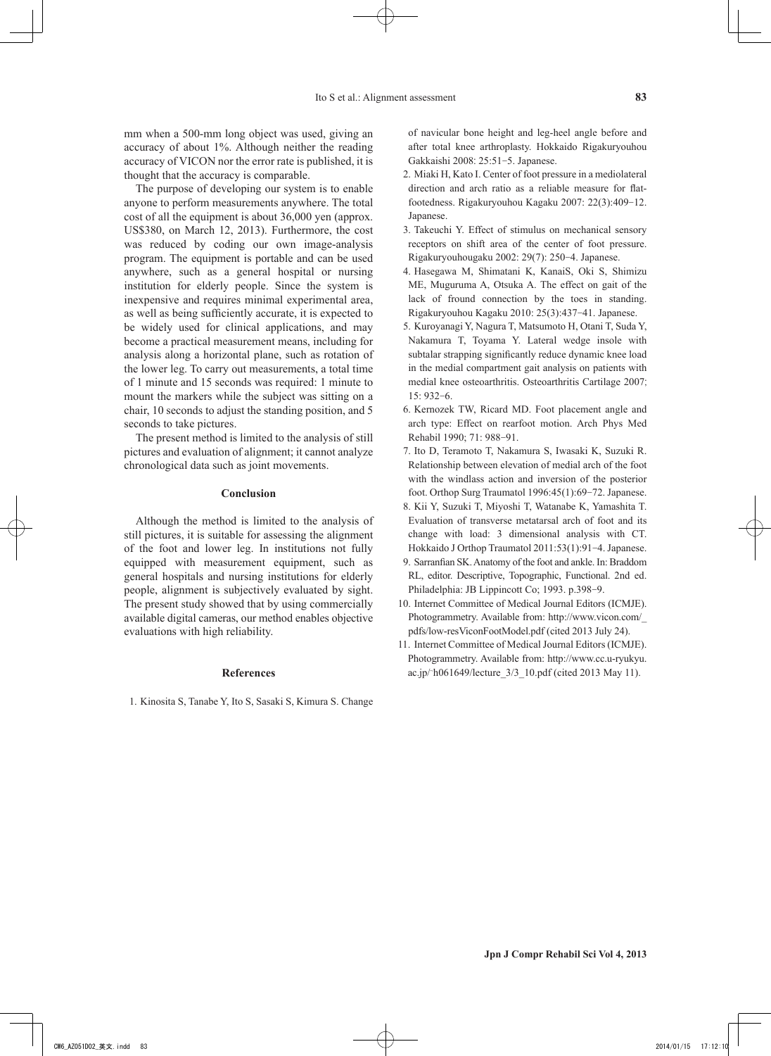mm when a 500-mm long object was used, giving an accuracy of about 1%. Although neither the reading accuracy of VICON nor the error rate is published, it is thought that the accuracy is comparable.

The purpose of developing our system is to enable anyone to perform measurements anywhere. The total cost of all the equipment is about 36,000 yen (approx. US$380, on March 12, 2013). Furthermore, the cost was reduced by coding our own image-analysis program. The equipment is portable and can be used anywhere, such as a general hospital or nursing institution for elderly people. Since the system is inexpensive and requires minimal experimental area, as well as being sufficiently accurate, it is expected to be widely used for clinical applications, and may become a practical measurement means, including for analysis along a horizontal plane, such as rotation of the lower leg. To carry out measurements, a total time of 1 minute and 15 seconds was required: 1 minute to mount the markers while the subject was sitting on a chair, 10 seconds to adjust the standing position, and 5 seconds to take pictures.

The present method is limited to the analysis of still pictures and evaluation of alignment; it cannot analyze chronological data such as joint movements.

## Conclusion

Although the method is limited to the analysis of still pictures, it is suitable for assessing the alignment of the foot and lower leg. In institutions not fully equipped with measurement equipment, such as general hospitals and nursing institutions for elderly people, alignment is subjectively evaluated by sight. The present study showed that by using commercially available digital cameras, our method enables objective evaluations with high reliability.

## References

1. Kinosita S, Tanabe Y, Ito S, Sasaki S, Kimura S. Change of navicular bone height and leg-heel angle before and after total knee arthroplasty. Hokkaido Rigakuryouhou Gakkaishi 2008: 25:51−5. Japanese.
2. Miaki H, Kato I. Center of foot pressure in a mediolateral direction and arch ratio as a reliable measure for flat-footedness. Rigakuryouhou Kagaku 2007: 22(3):409−12. Japanese.
3. Takeuchi Y. Effect of stimulus on mechanical sensory receptors on shift area of the center of foot pressure. Rigakuryouhougaku 2002: 29(7): 250−4. Japanese.
4. Hasegawa M, Shimatani K, KanaiS, Oki S, Shimizu ME, Muguruma A, Otsuka A. The effect on gait of the lack of fround connection by the toes in standing. Rigakuryouhou Kagaku 2010: 25(3):437−41. Japanese.
5. Kuroyanagi Y, Nagura T, Matsumoto H, Otani T, Suda Y, Nakamura T, Toyama Y. Lateral wedge insole with subtalar strapping significantly reduce dynamic knee load in the medial compartment gait analysis on patients with medial knee osteoarthritis. Osteoarthritis Cartilage 2007; 15: 932−6.
6. Kernozek TW, Ricard MD. Foot placement angle and arch type: Effect on rearfoot motion. Arch Phys Med Rehabil 1990; 71: 988−91.
7. Ito D, Teramoto T, Nakamura S, Iwasaki K, Suzuki R. Relationship between elevation of medial arch of the foot with the windlass action and inversion of the posterior foot. Orthop Surg Traumatol 1996:45(1):69−72. Japanese.
8. Kii Y, Suzuki T, Miyoshi T, Watanabe K, Yamashita T. Evaluation of transverse metatarsal arch of foot and its change with load: 3 dimensional analysis with CT. Hokkaido J Orthop Traumatol 2011:53(1):91−4. Japanese.
9. Sarranfian SK. Anatomy of the foot and ankle. In: Braddom RL, editor. Descriptive, Topographic, Functional. 2nd ed. Philadelphia: JB Lippincott Co; 1993. p.398−9.
10. Internet Committee of Medical Journal Editors (ICMJE). Photogrammetry. Available from: http://www.vicon.com/_pdfs/low-resViconFootModel.pdf (cited 2013 July 24).
11. Internet Committee of Medical Journal Editors (ICMJE). Photogrammetry. Available from: http://www.cc.u-ryukyu.ac.jp/~h061649/lecture_3/3_10.pdf (cited 2013 May 11).